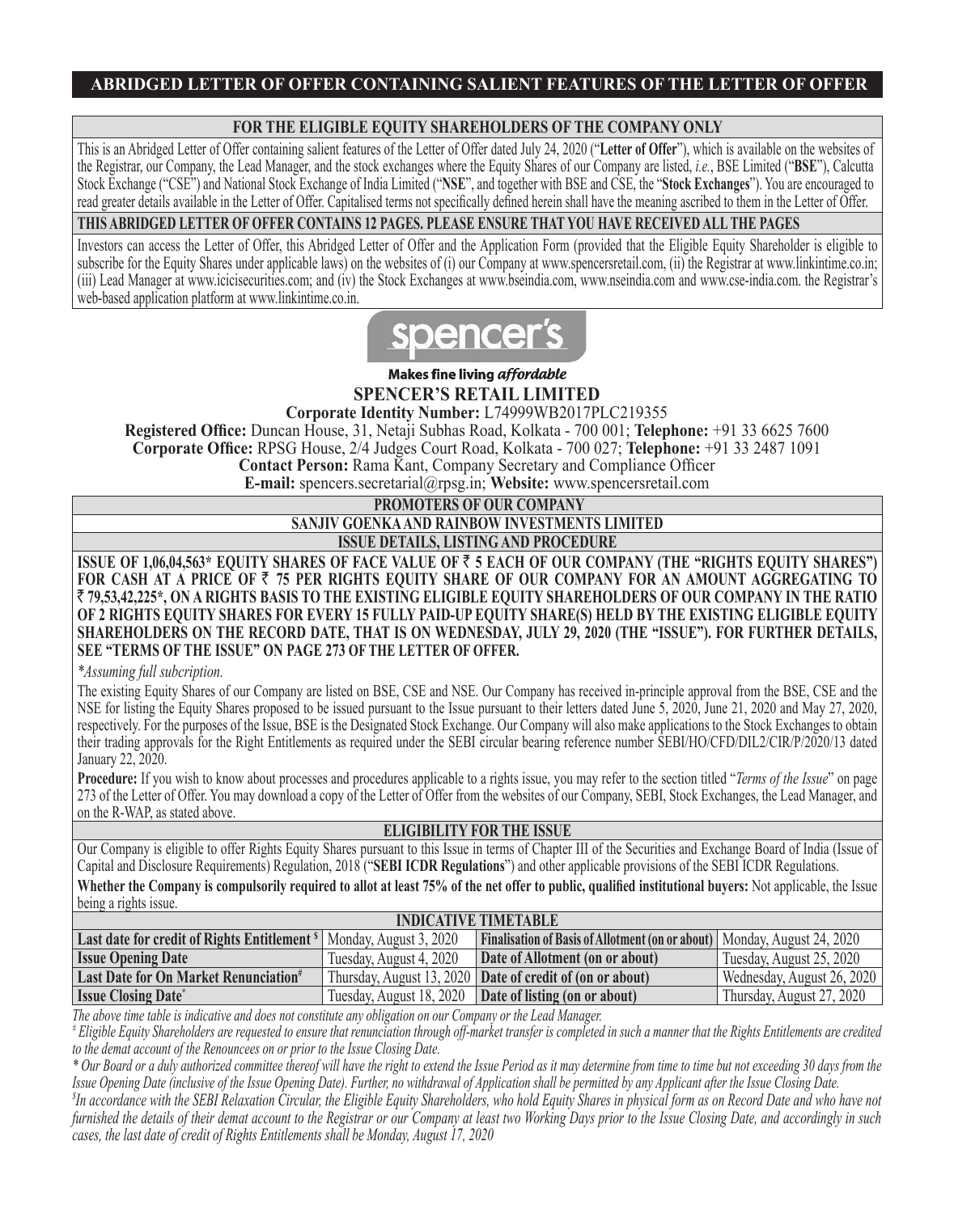# ABRIDGED LETTER OF OFFER CONTAINING SALIENT FEATURES OF THE LETTER OF OFFER

## FOR THE ELIGIBLE EQUITY SHAREHOLDERS OF THE COMPANY ONLY

This is an Abridged Letter of Offer containing salient features of the Letter of Offer dated July 24, 2020 ("**Letter of Offer**"), which is available on the websites of the Registrar, our Company, the Lead Manager, and the stock exchanges where the Equity Shares of our Company are listed, *i.e.*, BSE Limited ("**BSE**"), Calcutta Stock Exchange ("CSE") and National Stock Exchange of India Limited ("**NSE**", and together with BSE and CSE, the "**Stock Exchanges**"). You are encouraged to read greater details available in the Letter of Offer. Capitalised terms not specifically defined herein shall have the meaning ascribed to them in the Letter of Offer.

**THIS ABRIDGED LETTER OF OFFER CONTAINS 12 PAGES. PLEASE ENSURE THAT YOU HAVE RECEIVED ALL THE PAGES**

Investors can access the Letter of Offer, this Abridged Letter of Offer and the Application Form (provided that the Eligible Equity Shareholder is eligible to subscribe for the Equity Shares under applicable laws) on the websites of (i) our Company at www.spencersretail.com, (ii) the Registrar at www.linkintime.co.in; (iii) Lead Manager at www.icicisecurities.com; and (iv) the Stock Exchanges at www.bseindia.com, www.nseindia.com and www.cse-india.com. the Registrar's web-based application platform at www.linkintime.co.in.

spencer's

Makes fine living *affordable*

## SPENCER'S RETAIL LIMITED

**Corporate Identity Number:** L74999WB2017PLC219355

**Registered Office:** Duncan House, 31, Netaji Subhas Road, Kolkata - 700 001; **Telephone:** +91 33 6625 7600

**Corporate Office:** RPSG House, 2/4 Judges Court Road, Kolkata - 700 027; **Telephone:** +91 33 2487 1091

**Contact Person:** Rama Kant, Company Secretary and Compliance Officer

**E-mail:** spencers.secretarial@rpsg.in; **Website:** www.spencersretail.com

## PROMOTERS OF OUR COMPANY

**SANJIV GOENKA AND RAINBOW INVESTMENTS LIMITED**

## ISSUE DETAILS, LISTING AND PROCEDURE

**ISSUE OF 1,06,04,563* EQUITY SHARES OF FACE VALUE OF ₹ 5 EACH OF OUR COMPANY (THE "RIGHTS EQUITY SHARES") FOR CASH AT A PRICE OF ₹ 75 PER RIGHTS EQUITY SHARE OF OUR COMPANY FOR AN AMOUNT AGGREGATING TO ₹ 79,53,42,225*, ON A RIGHTS BASIS TO THE EXISTING ELIGIBLE EQUITY SHAREHOLDERS OF OUR COMPANY IN THE RATIO OF 2 RIGHTS EQUITY SHARES FOR EVERY 15 FULLY PAID-UP EQUITY SHARE(S) HELD BY THE EXISTING ELIGIBLE EQUITY SHAREHOLDERS ON THE RECORD DATE, THAT IS ON WEDNESDAY, JULY 29, 2020 (THE "ISSUE"). FOR FURTHER DETAILS, SEE "TERMS OF THE ISSUE" ON PAGE 273 OF THE LETTER OF OFFER.**

*\*Assuming full subcription.*

The existing Equity Shares of our Company are listed on BSE, CSE and NSE. Our Company has received in-principle approval from the BSE, CSE and the NSE for listing the Equity Shares proposed to be issued pursuant to the Issue pursuant to their letters dated June 5, 2020, June 21, 2020 and May 27, 2020, respectively. For the purposes of the Issue, BSE is the Designated Stock Exchange. Our Company will also make applications to the Stock Exchanges to obtain their trading approvals for the Right Entitlements as required under the SEBI circular bearing reference number SEBI/HO/CFD/DIL2/CIR/P/2020/13 dated January 22, 2020.

**Procedure:** If you wish to know about processes and procedures applicable to a rights issue, you may refer to the section titled "*Terms of the Issue*" on page 273 of the Letter of Offer. You may download a copy of the Letter of Offer from the websites of our Company, SEBI, Stock Exchanges, the Lead Manager, and on the R-WAP, as stated above.

## ELIGIBILITY FOR THE ISSUE

Our Company is eligible to offer Rights Equity Shares pursuant to this Issue in terms of Chapter III of the Securities and Exchange Board of India (Issue of Capital and Disclosure Requirements) Regulation, 2018 ("**SEBI ICDR Regulations**") and other applicable provisions of the SEBI ICDR Regulations.

**Whether the Company is compulsorily required to allot at least 75% of the net offer to public, qualified institutional buyers:** Not applicable, the Issue being a rights issue.

## INDICATIVE TIMETABLE

| Event | Date | Event | Date |
|---|---|---|---|
| **Last date for credit of Rights Entitlement $** | Monday, August 3, 2020 | **Finalisation of Basis of Allotment (on or about)** | Monday, August 24, 2020 |
| **Issue Opening Date** | Tuesday, August 4, 2020 | **Date of Allotment (on or about)** | Tuesday, August 25, 2020 |
| **Last Date for On Market Renunciation#** | Thursday, August 13, 2020 | **Date of credit of (on or about)** | Wednesday, August 26, 2020 |
| **Issue Closing Date*** | Tuesday, August 18, 2020 | **Date of listing (on or about)** | Thursday, August 27, 2020 |

*The above time table is indicative and does not constitute any obligation on our Company or the Lead Manager.*

*# Eligible Equity Shareholders are requested to ensure that renunciation through off-market transfer is completed in such a manner that the Rights Entitlements are credited to the demat account of the Renouncees on or prior to the Issue Closing Date.*

*\* Our Board or a duly authorized committee thereof will have the right to extend the Issue Period as it may determine from time to time but not exceeding 30 days from the Issue Opening Date (inclusive of the Issue Opening Date). Further, no withdrawal of Application shall be permitted by any Applicant after the Issue Closing Date.*

*$ In accordance with the SEBI Relaxation Circular, the Eligible Equity Shareholders, who hold Equity Shares in physical form as on Record Date and who have not furnished the details of their demat account to the Registrar or our Company at least two Working Days prior to the Issue Closing Date, and accordingly in such cases, the last date of credit of Rights Entitlements shall be Monday, August 17, 2020*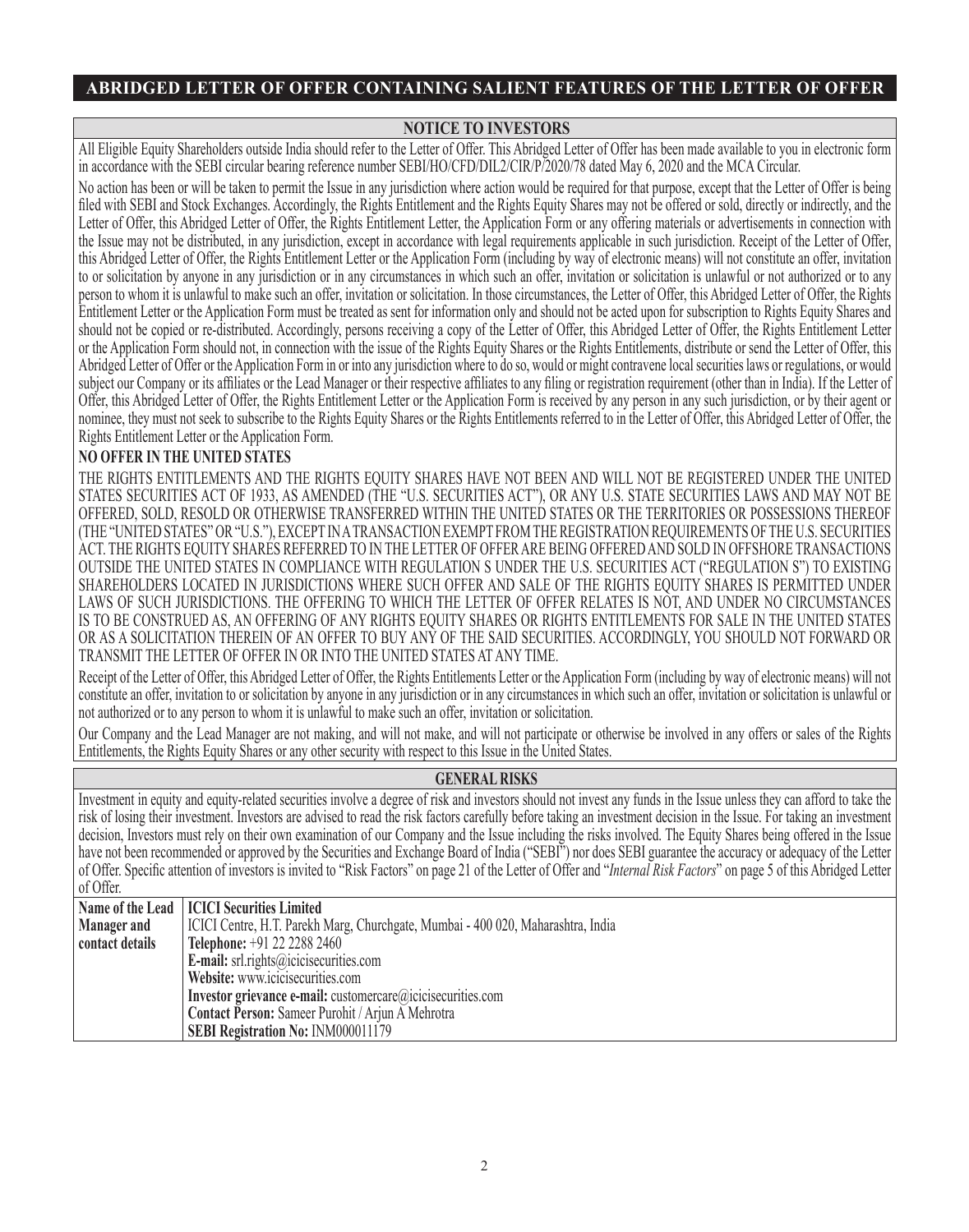# ABRIDGED LETTER OF OFFER CONTAINING SALIENT FEATURES OF THE LETTER OF OFFER

## NOTICE TO INVESTORS

All Eligible Equity Shareholders outside India should refer to the Letter of Offer. This Abridged Letter of Offer has been made available to you in electronic form in accordance with the SEBI circular bearing reference number SEBI/HO/CFD/DIL2/CIR/P/2020/78 dated May 6, 2020 and the MCA Circular.

No action has been or will be taken to permit the Issue in any jurisdiction where action would be required for that purpose, except that the Letter of Offer is being filed with SEBI and Stock Exchanges. Accordingly, the Rights Entitlement and the Rights Equity Shares may not be offered or sold, directly or indirectly, and the Letter of Offer, this Abridged Letter of Offer, the Rights Entitlement Letter, the Application Form or any offering materials or advertisements in connection with the Issue may not be distributed, in any jurisdiction, except in accordance with legal requirements applicable in such jurisdiction. Receipt of the Letter of Offer, this Abridged Letter of Offer, the Rights Entitlement Letter or the Application Form (including by way of electronic means) will not constitute an offer, invitation to or solicitation by anyone in any jurisdiction or in any circumstances in which such an offer, invitation or solicitation is unlawful or not authorized or to any person to whom it is unlawful to make such an offer, invitation or solicitation. In those circumstances, the Letter of Offer, this Abridged Letter of Offer, the Rights Entitlement Letter or the Application Form must be treated as sent for information only and should not be acted upon for subscription to Rights Equity Shares and should not be copied or re-distributed. Accordingly, persons receiving a copy of the Letter of Offer, this Abridged Letter of Offer, the Rights Entitlement Letter or the Application Form should not, in connection with the issue of the Rights Equity Shares or the Rights Entitlements, distribute or send the Letter of Offer, this Abridged Letter of Offer or the Application Form in or into any jurisdiction where to do so, would or might contravene local securities laws or regulations, or would subject our Company or its affiliates or the Lead Manager or their respective affiliates to any filing or registration requirement (other than in India). If the Letter of Offer, this Abridged Letter of Offer, the Rights Entitlement Letter or the Application Form is received by any person in any such jurisdiction, or by their agent or nominee, they must not seek to subscribe to the Rights Equity Shares or the Rights Entitlements referred to in the Letter of Offer, this Abridged Letter of Offer, the Rights Entitlement Letter or the Application Form.

**NO OFFER IN THE UNITED STATES**

THE RIGHTS ENTITLEMENTS AND THE RIGHTS EQUITY SHARES HAVE NOT BEEN AND WILL NOT BE REGISTERED UNDER THE UNITED STATES SECURITIES ACT OF 1933, AS AMENDED (THE "U.S. SECURITIES ACT"), OR ANY U.S. STATE SECURITIES LAWS AND MAY NOT BE OFFERED, SOLD, RESOLD OR OTHERWISE TRANSFERRED WITHIN THE UNITED STATES OR THE TERRITORIES OR POSSESSIONS THEREOF (THE "UNITED STATES" OR "U.S."), EXCEPT IN A TRANSACTION EXEMPT FROM THE REGISTRATION REQUIREMENTS OF THE U.S. SECURITIES ACT. THE RIGHTS EQUITY SHARES REFERRED TO IN THE LETTER OF OFFER ARE BEING OFFERED AND SOLD IN OFFSHORE TRANSACTIONS OUTSIDE THE UNITED STATES IN COMPLIANCE WITH REGULATION S UNDER THE U.S. SECURITIES ACT ("REGULATION S") TO EXISTING SHAREHOLDERS LOCATED IN JURISDICTIONS WHERE SUCH OFFER AND SALE OF THE RIGHTS EQUITY SHARES IS PERMITTED UNDER LAWS OF SUCH JURISDICTIONS. THE OFFERING TO WHICH THE LETTER OF OFFER RELATES IS NOT, AND UNDER NO CIRCUMSTANCES IS TO BE CONSTRUED AS, AN OFFERING OF ANY RIGHTS EQUITY SHARES OR RIGHTS ENTITLEMENTS FOR SALE IN THE UNITED STATES OR AS A SOLICITATION THEREIN OF AN OFFER TO BUY ANY OF THE SAID SECURITIES. ACCORDINGLY, YOU SHOULD NOT FORWARD OR TRANSMIT THE LETTER OF OFFER IN OR INTO THE UNITED STATES AT ANY TIME.

Receipt of the Letter of Offer, this Abridged Letter of Offer, the Rights Entitlements Letter or the Application Form (including by way of electronic means) will not constitute an offer, invitation to or solicitation by anyone in any jurisdiction or in any circumstances in which such an offer, invitation or solicitation is unlawful or not authorized or to any person to whom it is unlawful to make such an offer, invitation or solicitation.

Our Company and the Lead Manager are not making, and will not make, and will not participate or otherwise be involved in any offers or sales of the Rights Entitlements, the Rights Equity Shares or any other security with respect to this Issue in the United States.

## GENERAL RISKS

Investment in equity and equity-related securities involve a degree of risk and investors should not invest any funds in the Issue unless they can afford to take the risk of losing their investment. Investors are advised to read the risk factors carefully before taking an investment decision in the Issue. For taking an investment decision, Investors must rely on their own examination of our Company and the Issue including the risks involved. The Equity Shares being offered in the Issue have not been recommended or approved by the Securities and Exchange Board of India ("SEBI") nor does SEBI guarantee the accuracy or adequacy of the Letter of Offer. Specific attention of investors is invited to "Risk Factors" on page 21 of the Letter of Offer and "*Internal Risk Factors*" on page 5 of this Abridged Letter of Offer.

| | |
|---|---|
| **Name of the Lead Manager and contact details** | **ICICI Securities Limited**<br>ICICI Centre, H.T. Parekh Marg, Churchgate, Mumbai - 400 020, Maharashtra, India<br>**Telephone:** +91 22 2288 2460<br>**E-mail:** srl.rights@icicisecurities.com<br>**Website:** www.icicisecurities.com<br>**Investor grievance e-mail:** customercare@icicisecurities.com<br>**Contact Person:** Sameer Purohit / Arjun A Mehrotra<br>**SEBI Registration No:** INM000011179 |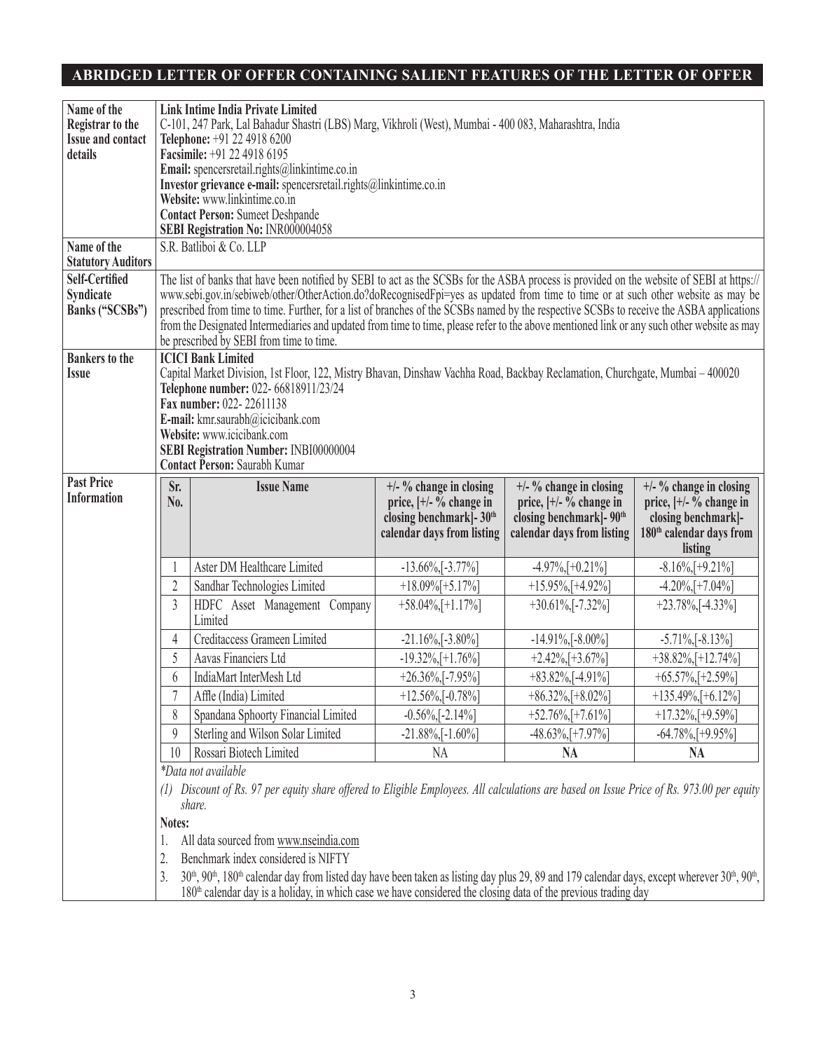# ABRIDGED LETTER OF OFFER CONTAINING SALIENT FEATURES OF THE LETTER OF OFFER

| | |
|---|---|
| **Name of the Registrar to the Issue and contact details** | **Link Intime India Private Limited**<br>C-101, 247 Park, Lal Bahadur Shastri (LBS) Marg, Vikhroli (West), Mumbai - 400 083, Maharashtra, India<br>**Telephone:** +91 22 4918 6200<br>**Facsimile:** +91 22 4918 6195<br>**Email:** spencersretail.rights@linkintime.co.in<br>**Investor grievance e-mail:** spencersretail.rights@linkintime.co.in<br>**Website:** www.linkintime.co.in<br>**Contact Person:** Sumeet Deshpande<br>**SEBI Registration No:** INR000004058 |
| **Name of the Statutory Auditors** | S.R. Batliboi & Co. LLP |
| **Self-Certified Syndicate Banks ("SCSBs")** | The list of banks that have been notified by SEBI to act as the SCSBs for the ASBA process is provided on the website of SEBI at https://www.sebi.gov.in/sebiweb/other/OtherAction.do?doRecognisedFpi=yes as updated from time to time or at such other website as may be prescribed from time to time. Further, for a list of branches of the SCSBs named by the respective SCSBs to receive the ASBA applications from the Designated Intermediaries and updated from time to time, please refer to the above mentioned link or any such other website as may be prescribed by SEBI from time to time. |
| **Bankers to the Issue** | **ICICI Bank Limited**<br>Capital Market Division, 1st Floor, 122, Mistry Bhavan, Dinshaw Vachha Road, Backbay Reclamation, Churchgate, Mumbai – 400020<br>**Telephone number:** 022- 66818911/23/24<br>**Fax number:** 022- 22611138<br>**E-mail:** kmr.saurabh@icicibank.com<br>**Website:** www.icicibank.com<br>**SEBI Registration Number:** INBI00000004<br>**Contact Person:** Saurabh Kumar |
| **Past Price Information** | See table below |

**Past Price Information**

| Sr. No. | Issue Name | +/- % change in closing price, [+/- % change in closing benchmark]- 30th calendar days from listing | +/- % change in closing price, [+/- % change in closing benchmark]- 90th calendar days from listing | +/- % change in closing price, [+/- % change in closing benchmark]- 180th calendar days from listing |
|---|---|---|---|---|
| 1 | Aster DM Healthcare Limited | -13.66%,[-3.77%] | -4.97%,[+0.21%] | -8.16%,[+9.21%] |
| 2 | Sandhar Technologies Limited | +18.09%[+5.17%] | +15.95%,[+4.92%] | -4.20%,[+7.04%] |
| 3 | HDFC Asset Management Company Limited | +58.04%,[+1.17%] | +30.61%,[-7.32%] | +23.78%,[-4.33%] |
| 4 | Creditaccess Grameen Limited | -21.16%,[-3.80%] | -14.91%,[-8.00%] | -5.71%,[-8.13%] |
| 5 | Aavas Financiers Ltd | -19.32%,[+1.76%] | +2.42%,[+3.67%] | +38.82%,[+12.74%] |
| 6 | IndiaMart InterMesh Ltd | +26.36%,[-7.95%] | +83.82%,[-4.91%] | +65.57%,[+2.59%] |
| 7 | Affle (India) Limited | +12.56%,[-0.78%] | +86.32%,[+8.02%] | +135.49%,[+6.12%] |
| 8 | Spandana Sphoorty Financial Limited | -0.56%,[-2.14%] | +52.76%,[+7.61%] | +17.32%,[+9.59%] |
| 9 | Sterling and Wilson Solar Limited | -21.88%,[-1.60%] | -48.63%,[+7.97%] | -64.78%,[+9.95%] |
| 10 | Rossari Biotech Limited | NA | **NA** | **NA** |

*\*Data not available*

*(1) Discount of Rs. 97 per equity share offered to Eligible Employees. All calculations are based on Issue Price of Rs. 973.00 per equity share.*

**Notes:**

1. All data sourced from www.nseindia.com
2. Benchmark index considered is NIFTY
3. 30th, 90th, 180th calendar day from listed day have been taken as listing day plus 29, 89 and 179 calendar days, except wherever 30th, 90th, 180th calendar day is a holiday, in which case we have considered the closing data of the previous trading day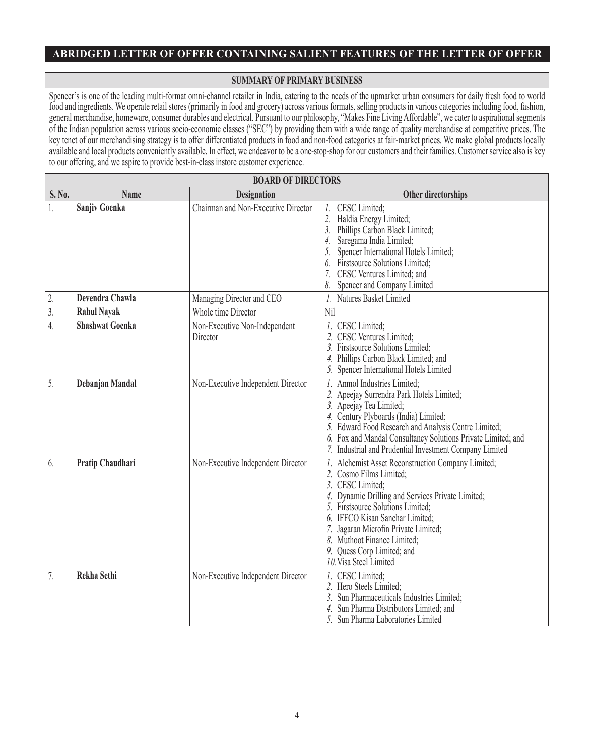## ABRIDGED LETTER OF OFFER CONTAINING SALIENT FEATURES OF THE LETTER OF OFFER

### SUMMARY OF PRIMARY BUSINESS

Spencer's is one of the leading multi-format omni-channel retailer in India, catering to the needs of the upmarket urban consumers for daily fresh food to world food and ingredients. We operate retail stores (primarily in food and grocery) across various formats, selling products in various categories including food, fashion, general merchandise, homeware, consumer durables and electrical. Pursuant to our philosophy, "Makes Fine Living Affordable", we cater to aspirational segments of the Indian population across various socio-economic classes ("SEC") by providing them with a wide range of quality merchandise at competitive prices. The key tenet of our merchandising strategy is to offer differentiated products in food and non-food categories at fair-market prices. We make global products locally available and local products conveniently available. In effect, we endeavor to be a one-stop-shop for our customers and their families. Customer service also is key to our offering, and we aspire to provide best-in-class instore customer experience.

### BOARD OF DIRECTORS

| S. No. | Name | Designation | Other directorships |
|---|---|---|---|
| 1. | **Sanjiv Goenka** | Chairman and Non-Executive Director | *1.* CESC Limited;<br>*2.* Haldia Energy Limited;<br>*3.* Phillips Carbon Black Limited;<br>*4.* Saregama India Limited;<br>*5.* Spencer International Hotels Limited;<br>*6.* Firstsource Solutions Limited;<br>*7.* CESC Ventures Limited; and<br>*8.* Spencer and Company Limited |
| 2. | **Devendra Chawla** | Managing Director and CEO | *1.* Natures Basket Limited |
| 3. | **Rahul Nayak** | Whole time Director | Nil |
| 4. | **Shashwat Goenka** | Non-Executive Non-Independent Director | *1.* CESC Limited;<br>*2.* CESC Ventures Limited;<br>*3.* Firstsource Solutions Limited;<br>*4.* Phillips Carbon Black Limited; and<br>*5.* Spencer International Hotels Limited |
| 5. | **Debanjan Mandal** | Non-Executive Independent Director | *1.* Anmol Industries Limited;<br>*2.* Apeejay Surrendra Park Hotels Limited;<br>*3.* Apeejay Tea Limited;<br>*4.* Century Plyboards (India) Limited;<br>*5.* Edward Food Research and Analysis Centre Limited;<br>*6.* Fox and Mandal Consultancy Solutions Private Limited; and<br>*7.* Industrial and Prudential Investment Company Limited |
| 6. | **Pratip Chaudhari** | Non-Executive Independent Director | *1.* Alchemist Asset Reconstruction Company Limited;<br>*2.* Cosmo Films Limited;<br>*3.* CESC Limited;<br>*4.* Dynamic Drilling and Services Private Limited;<br>*5.* Firstsource Solutions Limited;<br>*6.* IFFCO Kisan Sanchar Limited;<br>*7.* Jagaran Microfin Private Limited;<br>*8.* Muthoot Finance Limited;<br>*9.* Quess Corp Limited; and<br>*10.* Visa Steel Limited |
| 7. | **Rekha Sethi** | Non-Executive Independent Director | *1.* CESC Limited;<br>*2.* Hero Steels Limited;<br>*3.* Sun Pharmaceuticals Industries Limited;<br>*4.* Sun Pharma Distributors Limited; and<br>*5.* Sun Pharma Laboratories Limited |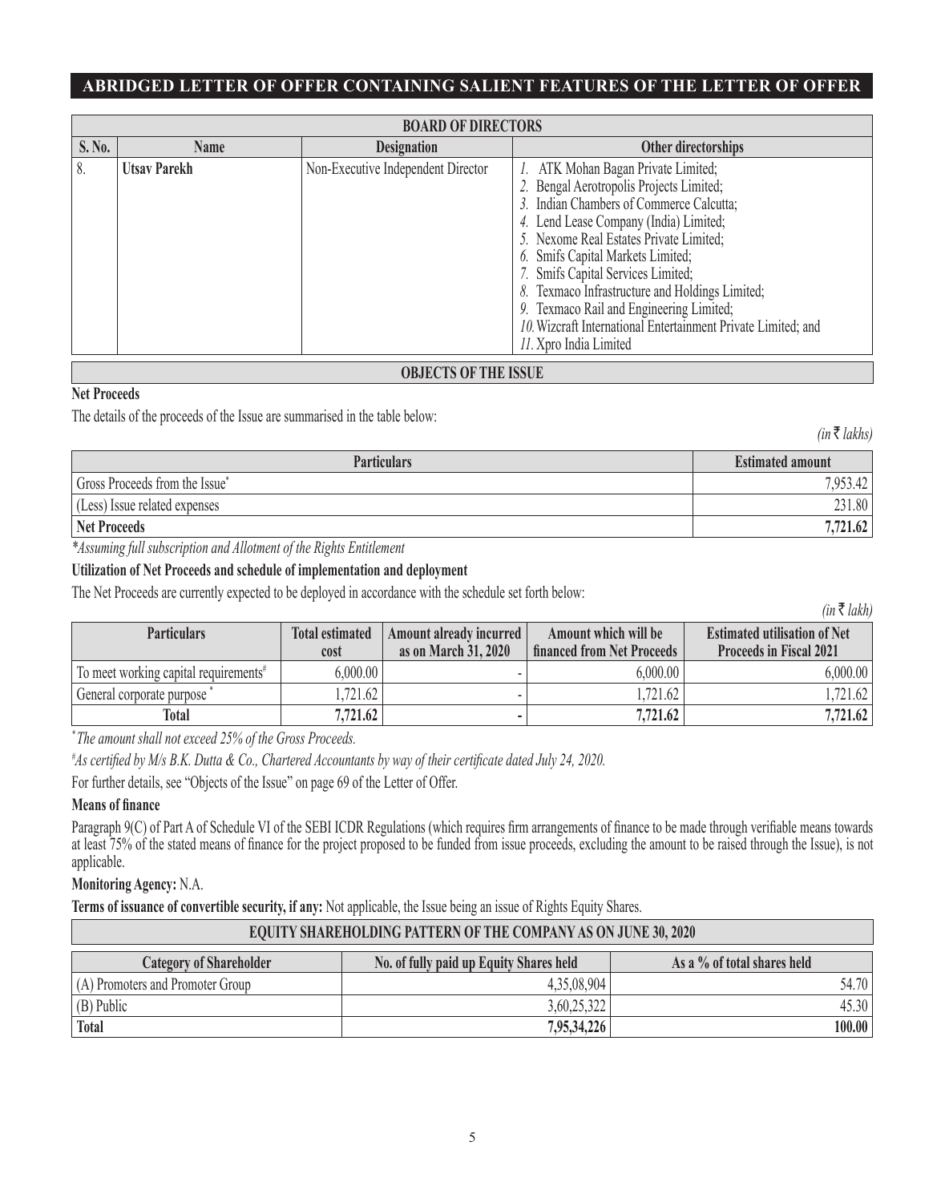## ABRIDGED LETTER OF OFFER CONTAINING SALIENT FEATURES OF THE LETTER OF OFFER

| BOARD OF DIRECTORS | | | |
|---|---|---|---|
| **S. No.** | **Name** | **Designation** | **Other directorships** |
| 8. | **Utsav Parekh** | Non-Executive Independent Director | *1.* ATK Mohan Bagan Private Limited;<br>*2.* Bengal Aerotropolis Projects Limited;<br>*3.* Indian Chambers of Commerce Calcutta;<br>*4.* Lend Lease Company (India) Limited;<br>*5.* Nexome Real Estates Private Limited;<br>*6.* Smifs Capital Markets Limited;<br>*7.* Smifs Capital Services Limited;<br>*8.* Texmaco Infrastructure and Holdings Limited;<br>*9.* Texmaco Rail and Engineering Limited;<br>*10.* Wizcraft International Entertainment Private Limited; and<br>*11.* Xpro India Limited |

### OBJECTS OF THE ISSUE

**Net Proceeds**

The details of the proceeds of the Issue are summarised in the table below:

*(in ₹ lakhs)*

| Particulars | Estimated amount |
|---|---|
| Gross Proceeds from the Issue* | 7,953.42 |
| (Less) Issue related expenses | 231.80 |
| **Net Proceeds** | **7,721.62** |

**Assuming full subscription and Allotment of the Rights Entitlement*

**Utilization of Net Proceeds and schedule of implementation and deployment**

The Net Proceeds are currently expected to be deployed in accordance with the schedule set forth below:

*(in ₹ lakh)*

| Particulars | Total estimated cost | Amount already incurred as on March 31, 2020 | Amount which will be financed from Net Proceeds | Estimated utilisation of Net Proceeds in Fiscal 2021 |
|---|---|---|---|---|
| To meet working capital requirements# | 6,000.00 | - | 6,000.00 | 6,000.00 |
| General corporate purpose * | 1,721.62 | - | 1,721.62 | 1,721.62 |
| **Total** | **7,721.62** | **-** | **7,721.62** | **7,721.62** |

\* *The amount shall not exceed 25% of the Gross Proceeds.*

# *As certified by M/s B.K. Dutta & Co., Chartered Accountants by way of their certificate dated July 24, 2020.*

For further details, see "Objects of the Issue" on page 69 of the Letter of Offer.

**Means of finance**

Paragraph 9(C) of Part A of Schedule VI of the SEBI ICDR Regulations (which requires firm arrangements of finance to be made through verifiable means towards at least 75% of the stated means of finance for the project proposed to be funded from issue proceeds, excluding the amount to be raised through the Issue), is not applicable.

**Monitoring Agency:** N.A.

**Terms of issuance of convertible security, if any:** Not applicable, the Issue being an issue of Rights Equity Shares.

### EQUITY SHAREHOLDING PATTERN OF THE COMPANY AS ON JUNE 30, 2020

| Category of Shareholder | No. of fully paid up Equity Shares held | As a % of total shares held |
|---|---|---|
| (A) Promoters and Promoter Group | 4,35,08,904 | 54.70 |
| (B) Public | 3,60,25,322 | 45.30 |
| **Total** | **7,95,34,226** | **100.00** |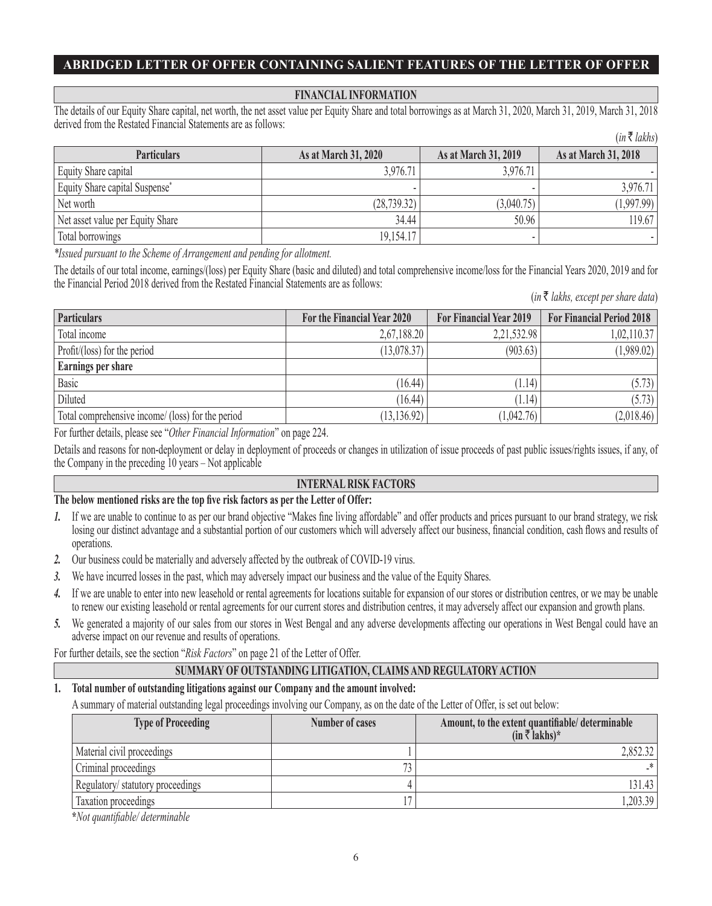## ABRIDGED LETTER OF OFFER CONTAINING SALIENT FEATURES OF THE LETTER OF OFFER

### FINANCIAL INFORMATION

The details of our Equity Share capital, net worth, the net asset value per Equity Share and total borrowings as at March 31, 2020, March 31, 2019, March 31, 2018 derived from the Restated Financial Statements are as follows:

(*in ₹ lakhs*)

| Particulars | As at March 31, 2020 | As at March 31, 2019 | As at March 31, 2018 |
|---|---|---|---|
| Equity Share capital | 3,976.71 | 3,976.71 | - |
| Equity Share capital Suspense* | - | - | 3,976.71 |
| Net worth | (28,739.32) | (3,040.75) | (1,997.99) |
| Net asset value per Equity Share | 34.44 | 50.96 | 119.67 |
| Total borrowings | 19,154.17 | - | - |

*\*Issued pursuant to the Scheme of Arrangement and pending for allotment.*

The details of our total income, earnings/(loss) per Equity Share (basic and diluted) and total comprehensive income/loss for the Financial Years 2020, 2019 and for the Financial Period 2018 derived from the Restated Financial Statements are as follows:

(*in ₹ lakhs, except per share data*)

| Particulars | For the Financial Year 2020 | For Financial Year 2019 | For Financial Period 2018 |
|---|---|---|---|
| Total income | 2,67,188.20 | 2,21,532.98 | 1,02,110.37 |
| Profit/(loss) for the period | (13,078.37) | (903.63) | (1,989.02) |
| **Earnings per share** | | | |
| Basic | (16.44) | (1.14) | (5.73) |
| Diluted | (16.44) | (1.14) | (5.73) |
| Total comprehensive income/ (loss) for the period | (13,136.92) | (1,042.76) | (2,018.46) |

For further details, please see "*Other Financial Information*" on page 224.

Details and reasons for non-deployment or delay in deployment of proceeds or changes in utilization of issue proceeds of past public issues/rights issues, if any, of the Company in the preceding 10 years – Not applicable

### INTERNAL RISK FACTORS

**The below mentioned risks are the top five risk factors as per the Letter of Offer:**

1. If we are unable to continue to as per our brand objective "Makes fine living affordable" and offer products and prices pursuant to our brand strategy, we risk losing our distinct advantage and a substantial portion of our customers which will adversely affect our business, financial condition, cash flows and results of operations.
2. Our business could be materially and adversely affected by the outbreak of COVID-19 virus.
3. We have incurred losses in the past, which may adversely impact our business and the value of the Equity Shares.
4. If we are unable to enter into new leasehold or rental agreements for locations suitable for expansion of our stores or distribution centres, or we may be unable to renew our existing leasehold or rental agreements for our current stores and distribution centres, it may adversely affect our expansion and growth plans.
5. We generated a majority of our sales from our stores in West Bengal and any adverse developments affecting our operations in West Bengal could have an adverse impact on our revenue and results of operations.

For further details, see the section "*Risk Factors*" on page 21 of the Letter of Offer.

### SUMMARY OF OUTSTANDING LITIGATION, CLAIMS AND REGULATORY ACTION

**1. Total number of outstanding litigations against our Company and the amount involved:**

A summary of material outstanding legal proceedings involving our Company, as on the date of the Letter of Offer, is set out below:

| Type of Proceeding | Number of cases | Amount, to the extent quantifiable/ determinable (in ₹ lakhs)* |
|---|---|---|
| Material civil proceedings | 1 | 2,852.32 |
| Criminal proceedings | 73 | -* |
| Regulatory/ statutory proceedings | 4 | 131.43 |
| Taxation proceedings | 17 | 1,203.39 |

*\*Not quantifiable/ determinable*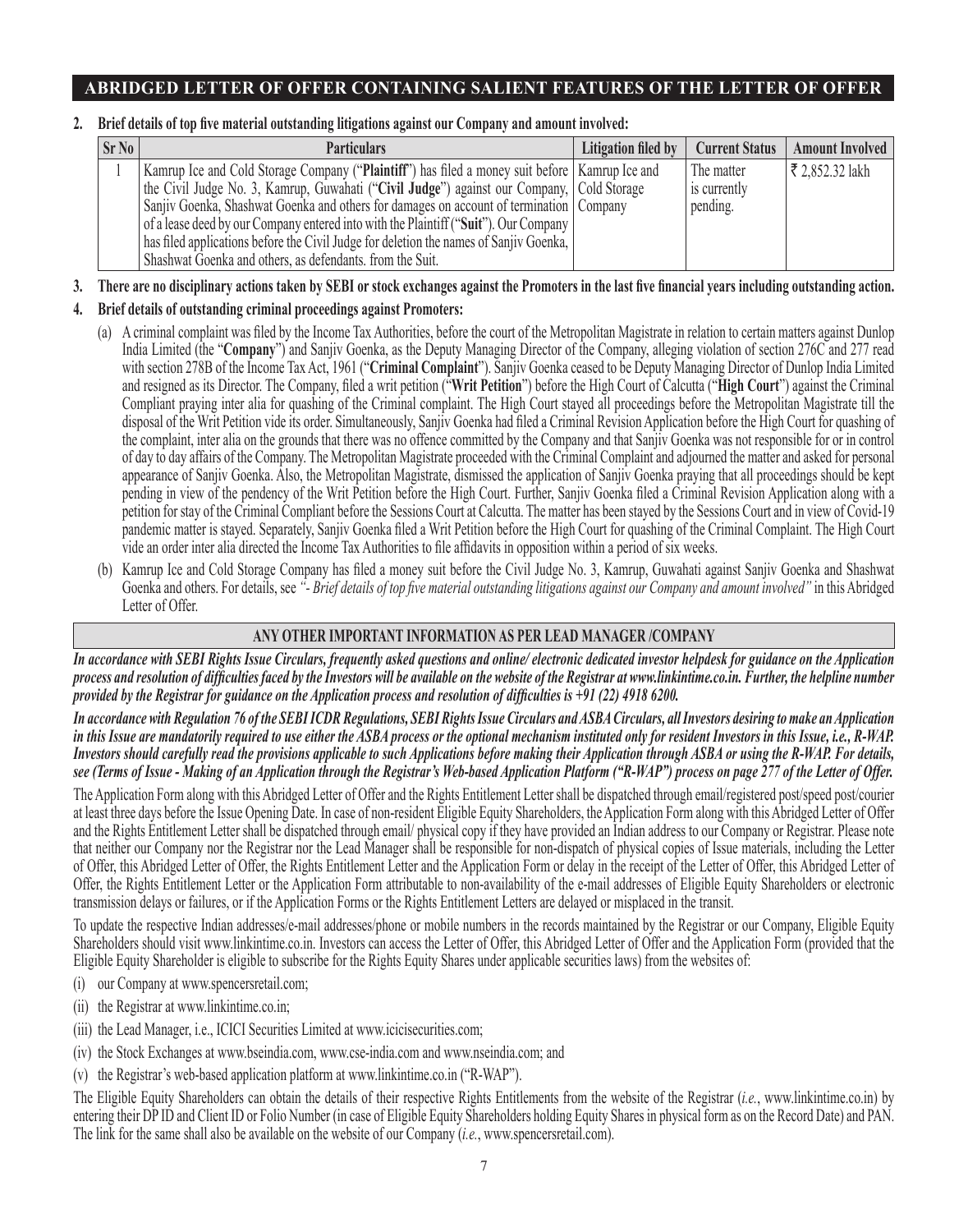## ABRIDGED LETTER OF OFFER CONTAINING SALIENT FEATURES OF THE LETTER OF OFFER

**2. Brief details of top five material outstanding litigations against our Company and amount involved:**

| Sr No | Particulars | Litigation filed by | Current Status | Amount Involved |
|---|---|---|---|---|
| 1 | Kamrup Ice and Cold Storage Company ("**Plaintiff**") has filed a money suit before the Civil Judge No. 3, Kamrup, Guwahati ("**Civil Judge**") against our Company, Sanjiv Goenka, Shashwat Goenka and others for damages on account of termination of a lease deed by our Company entered into with the Plaintiff ("**Suit**"). Our Company has filed applications before the Civil Judge for deletion the names of Sanjiv Goenka, Shashwat Goenka and others, as defendants. from the Suit. | Kamrup Ice and Cold Storage Company | The matter is currently pending. | ₹ 2,852.32 lakh |

**3. There are no disciplinary actions taken by SEBI or stock exchanges against the Promoters in the last five financial years including outstanding action.**

**4. Brief details of outstanding criminal proceedings against Promoters:**

(a) A criminal complaint was filed by the Income Tax Authorities, before the court of the Metropolitan Magistrate in relation to certain matters against Dunlop India Limited (the "**Company**") and Sanjiv Goenka, as the Deputy Managing Director of the Company, alleging violation of section 276C and 277 read with section 278B of the Income Tax Act, 1961 ("**Criminal Complaint**"). Sanjiv Goenka ceased to be Deputy Managing Director of Dunlop India Limited and resigned as its Director. The Company, filed a writ petition ("**Writ Petition**") before the High Court of Calcutta ("**High Court**") against the Criminal Compliant praying inter alia for quashing of the Criminal complaint. The High Court stayed all proceedings before the Metropolitan Magistrate till the disposal of the Writ Petition vide its order. Simultaneously, Sanjiv Goenka had filed a Criminal Revision Application before the High Court for quashing of the complaint, inter alia on the grounds that there was no offence committed by the Company and that Sanjiv Goenka was not responsible for or in control of day to day affairs of the Company. The Metropolitan Magistrate proceeded with the Criminal Complaint and adjourned the matter and asked for personal appearance of Sanjiv Goenka. Also, the Metropolitan Magistrate, dismissed the application of Sanjiv Goenka praying that all proceedings should be kept pending in view of the pendency of the Writ Petition before the High Court. Further, Sanjiv Goenka filed a Criminal Revision Application along with a petition for stay of the Criminal Compliant before the Sessions Court at Calcutta. The matter has been stayed by the Sessions Court and in view of Covid-19 pandemic matter is stayed. Separately, Sanjiv Goenka filed a Writ Petition before the High Court for quashing of the Criminal Complaint. The High Court vide an order inter alia directed the Income Tax Authorities to file affidavits in opposition within a period of six weeks.

(b) Kamrup Ice and Cold Storage Company has filed a money suit before the Civil Judge No. 3, Kamrup, Guwahati against Sanjiv Goenka and Shashwat Goenka and others. For details, see *"- Brief details of top five material outstanding litigations against our Company and amount involved"* in this Abridged Letter of Offer.

### ANY OTHER IMPORTANT INFORMATION AS PER LEAD MANAGER /COMPANY

***In accordance with SEBI Rights Issue Circulars, frequently asked questions and online/ electronic dedicated investor helpdesk for guidance on the Application process and resolution of difficulties faced by the Investors will be available on the website of the Registrar at www.linkintime.co.in. Further, the helpline number provided by the Registrar for guidance on the Application process and resolution of difficulties is +91 (22) 4918 6200.***

***In accordance with Regulation 76 of the SEBI ICDR Regulations, SEBI Rights Issue Circulars and ASBA Circulars, all Investors desiring to make an Application in this Issue are mandatorily required to use either the ASBA process or the optional mechanism instituted only for resident Investors in this Issue, i.e., R-WAP. Investors should carefully read the provisions applicable to such Applications before making their Application through ASBA or using the R-WAP. For details, see (Terms of Issue - Making of an Application through the Registrar's Web-based Application Platform ("R-WAP") process on page 277 of the Letter of Offer.***

The Application Form along with this Abridged Letter of Offer and the Rights Entitlement Letter shall be dispatched through email/registered post/speed post/courier at least three days before the Issue Opening Date. In case of non-resident Eligible Equity Shareholders, the Application Form along with this Abridged Letter of Offer and the Rights Entitlement Letter shall be dispatched through email/ physical copy if they have provided an Indian address to our Company or Registrar. Please note that neither our Company nor the Registrar nor the Lead Manager shall be responsible for non-dispatch of physical copies of Issue materials, including the Letter of Offer, this Abridged Letter of Offer, the Rights Entitlement Letter and the Application Form or delay in the receipt of the Letter of Offer, this Abridged Letter of Offer, the Rights Entitlement Letter or the Application Form attributable to non-availability of the e-mail addresses of Eligible Equity Shareholders or electronic transmission delays or failures, or if the Application Forms or the Rights Entitlement Letters are delayed or misplaced in the transit.

To update the respective Indian addresses/e-mail addresses/phone or mobile numbers in the records maintained by the Registrar or our Company, Eligible Equity Shareholders should visit www.linkintime.co.in. Investors can access the Letter of Offer, this Abridged Letter of Offer and the Application Form (provided that the Eligible Equity Shareholder is eligible to subscribe for the Rights Equity Shares under applicable securities laws) from the websites of:

(i) our Company at www.spencersretail.com;

(ii) the Registrar at www.linkintime.co.in;

(iii) the Lead Manager, i.e., ICICI Securities Limited at www.icicisecurities.com;

(iv) the Stock Exchanges at www.bseindia.com, www.cse-india.com and www.nseindia.com; and

(v) the Registrar's web-based application platform at www.linkintime.co.in ("R-WAP").

The Eligible Equity Shareholders can obtain the details of their respective Rights Entitlements from the website of the Registrar (*i.e.*, www.linkintime.co.in) by entering their DP ID and Client ID or Folio Number (in case of Eligible Equity Shareholders holding Equity Shares in physical form as on the Record Date) and PAN. The link for the same shall also be available on the website of our Company (*i.e.*, www.spencersretail.com).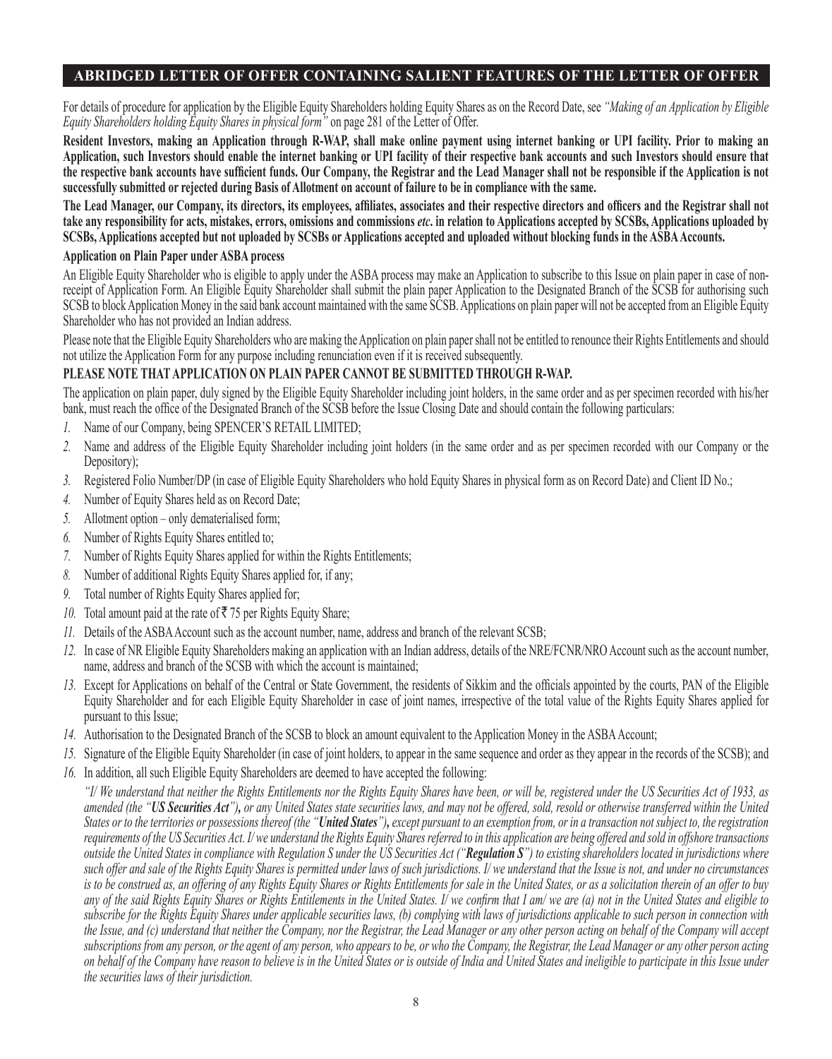## ABRIDGED LETTER OF OFFER CONTAINING SALIENT FEATURES OF THE LETTER OF OFFER

For details of procedure for application by the Eligible Equity Shareholders holding Equity Shares as on the Record Date, see *"Making of an Application by Eligible Equity Shareholders holding Equity Shares in physical form"* on page 281 of the Letter of Offer.

**Resident Investors, making an Application through R-WAP, shall make online payment using internet banking or UPI facility. Prior to making an Application, such Investors should enable the internet banking or UPI facility of their respective bank accounts and such Investors should ensure that the respective bank accounts have sufficient funds. Our Company, the Registrar and the Lead Manager shall not be responsible if the Application is not successfully submitted or rejected during Basis of Allotment on account of failure to be in compliance with the same.**

**The Lead Manager, our Company, its directors, its employees, affiliates, associates and their respective directors and officers and the Registrar shall not take any responsibility for acts, mistakes, errors, omissions and commissions *etc*. in relation to Applications accepted by SCSBs, Applications uploaded by SCSBs, Applications accepted but not uploaded by SCSBs or Applications accepted and uploaded without blocking funds in the ASBA Accounts.**

### Application on Plain Paper under ASBA process

An Eligible Equity Shareholder who is eligible to apply under the ASBA process may make an Application to subscribe to this Issue on plain paper in case of non-receipt of Application Form. An Eligible Equity Shareholder shall submit the plain paper Application to the Designated Branch of the SCSB for authorising such SCSB to block Application Money in the said bank account maintained with the same SCSB. Applications on plain paper will not be accepted from an Eligible Equity Shareholder who has not provided an Indian address.

Please note that the Eligible Equity Shareholders who are making the Application on plain paper shall not be entitled to renounce their Rights Entitlements and should not utilize the Application Form for any purpose including renunciation even if it is received subsequently.

**PLEASE NOTE THAT APPLICATION ON PLAIN PAPER CANNOT BE SUBMITTED THROUGH R-WAP.**

The application on plain paper, duly signed by the Eligible Equity Shareholder including joint holders, in the same order and as per specimen recorded with his/her bank, must reach the office of the Designated Branch of the SCSB before the Issue Closing Date and should contain the following particulars:

1. Name of our Company, being SPENCER'S RETAIL LIMITED;
2. Name and address of the Eligible Equity Shareholder including joint holders (in the same order and as per specimen recorded with our Company or the Depository);
3. Registered Folio Number/DP (in case of Eligible Equity Shareholders who hold Equity Shares in physical form as on Record Date) and Client ID No.;
4. Number of Equity Shares held as on Record Date;
5. Allotment option – only dematerialised form;
6. Number of Rights Equity Shares entitled to;
7. Number of Rights Equity Shares applied for within the Rights Entitlements;
8. Number of additional Rights Equity Shares applied for, if any;
9. Total number of Rights Equity Shares applied for;
10. Total amount paid at the rate of ₹ 75 per Rights Equity Share;
11. Details of the ASBA Account such as the account number, name, address and branch of the relevant SCSB;
12. In case of NR Eligible Equity Shareholders making an application with an Indian address, details of the NRE/FCNR/NRO Account such as the account number, name, address and branch of the SCSB with which the account is maintained;
13. Except for Applications on behalf of the Central or State Government, the residents of Sikkim and the officials appointed by the courts, PAN of the Eligible Equity Shareholder and for each Eligible Equity Shareholder in case of joint names, irrespective of the total value of the Rights Equity Shares applied for pursuant to this Issue;
14. Authorisation to the Designated Branch of the SCSB to block an amount equivalent to the Application Money in the ASBA Account;
15. Signature of the Eligible Equity Shareholder (in case of joint holders, to appear in the same sequence and order as they appear in the records of the SCSB); and
16. In addition, all such Eligible Equity Shareholders are deemed to have accepted the following:

    *"I/ We understand that neither the Rights Entitlements nor the Rights Equity Shares have been, or will be, registered under the US Securities Act of 1933, as amended (the "**US Securities Act**"), or any United States state securities laws, and may not be offered, sold, resold or otherwise transferred within the United States or to the territories or possessions thereof (the "**United States**"), except pursuant to an exemption from, or in a transaction not subject to, the registration requirements of the US Securities Act. I/ we understand the Rights Equity Shares referred to in this application are being offered and sold in offshore transactions outside the United States in compliance with Regulation S under the US Securities Act ("**Regulation S**") to existing shareholders located in jurisdictions where such offer and sale of the Rights Equity Shares is permitted under laws of such jurisdictions. I/ we understand that the Issue is not, and under no circumstances is to be construed as, an offering of any Rights Equity Shares or Rights Entitlements for sale in the United States, or as a solicitation therein of an offer to buy any of the said Rights Equity Shares or Rights Entitlements in the United States. I/ we confirm that I am/ we are (a) not in the United States and eligible to subscribe for the Rights Equity Shares under applicable securities laws, (b) complying with laws of jurisdictions applicable to such person in connection with the Issue, and (c) understand that neither the Company, nor the Registrar, the Lead Manager or any other person acting on behalf of the Company will accept subscriptions from any person, or the agent of any person, who appears to be, or who the Company, the Registrar, the Lead Manager or any other person acting on behalf of the Company have reason to believe is in the United States or is outside of India and United States and ineligible to participate in this Issue under the securities laws of their jurisdiction.*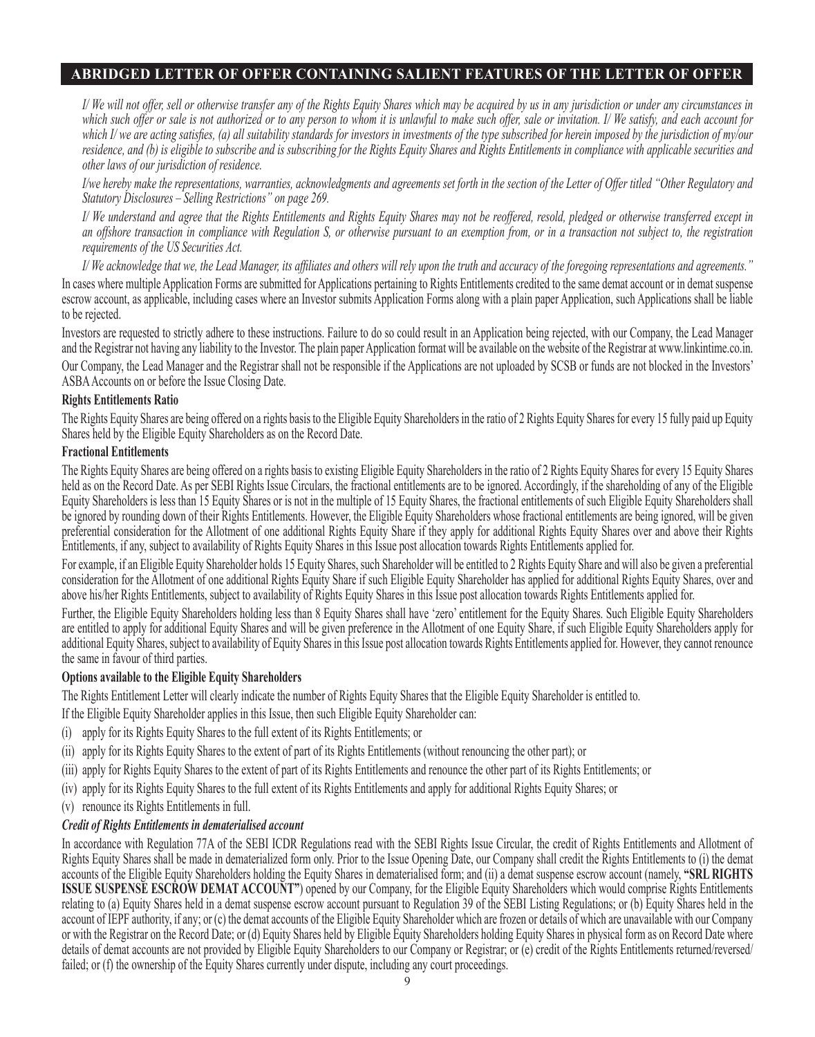## ABRIDGED LETTER OF OFFER CONTAINING SALIENT FEATURES OF THE LETTER OF OFFER

*I/ We will not offer, sell or otherwise transfer any of the Rights Equity Shares which may be acquired by us in any jurisdiction or under any circumstances in which such offer or sale is not authorized or to any person to whom it is unlawful to make such offer, sale or invitation. I/ We satisfy, and each account for which I/ we are acting satisfies, (a) all suitability standards for investors in investments of the type subscribed for herein imposed by the jurisdiction of my/our residence, and (b) is eligible to subscribe and is subscribing for the Rights Equity Shares and Rights Entitlements in compliance with applicable securities and other laws of our jurisdiction of residence.*

*I/we hereby make the representations, warranties, acknowledgments and agreements set forth in the section of the Letter of Offer titled "Other Regulatory and Statutory Disclosures – Selling Restrictions" on page 269.*

*I/ We understand and agree that the Rights Entitlements and Rights Equity Shares may not be reoffered, resold, pledged or otherwise transferred except in an offshore transaction in compliance with Regulation S, or otherwise pursuant to an exemption from, or in a transaction not subject to, the registration requirements of the US Securities Act.*

*I/ We acknowledge that we, the Lead Manager, its affiliates and others will rely upon the truth and accuracy of the foregoing representations and agreements."*

In cases where multiple Application Forms are submitted for Applications pertaining to Rights Entitlements credited to the same demat account or in demat suspense escrow account, as applicable, including cases where an Investor submits Application Forms along with a plain paper Application, such Applications shall be liable to be rejected.

Investors are requested to strictly adhere to these instructions. Failure to do so could result in an Application being rejected, with our Company, the Lead Manager and the Registrar not having any liability to the Investor. The plain paper Application format will be available on the website of the Registrar at www.linkintime.co.in.

Our Company, the Lead Manager and the Registrar shall not be responsible if the Applications are not uploaded by SCSB or funds are not blocked in the Investors' ASBA Accounts on or before the Issue Closing Date.

**Rights Entitlements Ratio**

The Rights Equity Shares are being offered on a rights basis to the Eligible Equity Shareholders in the ratio of 2 Rights Equity Shares for every 15 fully paid up Equity Shares held by the Eligible Equity Shareholders as on the Record Date.

**Fractional Entitlements**

The Rights Equity Shares are being offered on a rights basis to existing Eligible Equity Shareholders in the ratio of 2 Rights Equity Shares for every 15 Equity Shares held as on the Record Date. As per SEBI Rights Issue Circulars, the fractional entitlements are to be ignored. Accordingly, if the shareholding of any of the Eligible Equity Shareholders is less than 15 Equity Shares or is not in the multiple of 15 Equity Shares, the fractional entitlements of such Eligible Equity Shareholders shall be ignored by rounding down of their Rights Entitlements. However, the Eligible Equity Shareholders whose fractional entitlements are being ignored, will be given preferential consideration for the Allotment of one additional Rights Equity Share if they apply for additional Rights Equity Shares over and above their Rights Entitlements, if any, subject to availability of Rights Equity Shares in this Issue post allocation towards Rights Entitlements applied for.

For example, if an Eligible Equity Shareholder holds 15 Equity Shares, such Shareholder will be entitled to 2 Rights Equity Share and will also be given a preferential consideration for the Allotment of one additional Rights Equity Share if such Eligible Equity Shareholder has applied for additional Rights Equity Shares, over and above his/her Rights Entitlements, subject to availability of Rights Equity Shares in this Issue post allocation towards Rights Entitlements applied for.

Further, the Eligible Equity Shareholders holding less than 8 Equity Shares shall have 'zero' entitlement for the Equity Shares. Such Eligible Equity Shareholders are entitled to apply for additional Equity Shares and will be given preference in the Allotment of one Equity Share, if such Eligible Equity Shareholders apply for additional Equity Shares, subject to availability of Equity Shares in this Issue post allocation towards Rights Entitlements applied for. However, they cannot renounce the same in favour of third parties.

**Options available to the Eligible Equity Shareholders**

The Rights Entitlement Letter will clearly indicate the number of Rights Equity Shares that the Eligible Equity Shareholder is entitled to.

If the Eligible Equity Shareholder applies in this Issue, then such Eligible Equity Shareholder can:

(i) apply for its Rights Equity Shares to the full extent of its Rights Entitlements; or

(ii) apply for its Rights Equity Shares to the extent of part of its Rights Entitlements (without renouncing the other part); or

(iii) apply for Rights Equity Shares to the extent of part of its Rights Entitlements and renounce the other part of its Rights Entitlements; or

(iv) apply for its Rights Equity Shares to the full extent of its Rights Entitlements and apply for additional Rights Equity Shares; or

(v) renounce its Rights Entitlements in full.

***Credit of Rights Entitlements in dematerialised account***

In accordance with Regulation 77A of the SEBI ICDR Regulations read with the SEBI Rights Issue Circular, the credit of Rights Entitlements and Allotment of Rights Equity Shares shall be made in dematerialized form only. Prior to the Issue Opening Date, our Company shall credit the Rights Entitlements to (i) the demat accounts of the Eligible Equity Shareholders holding the Equity Shares in dematerialised form; and (ii) a demat suspense escrow account (namely, **"SRL RIGHTS ISSUE SUSPENSE ESCROW DEMAT ACCOUNT"**) opened by our Company, for the Eligible Equity Shareholders which would comprise Rights Entitlements relating to (a) Equity Shares held in a demat suspense escrow account pursuant to Regulation 39 of the SEBI Listing Regulations; or (b) Equity Shares held in the account of IEPF authority, if any; or (c) the demat accounts of the Eligible Equity Shareholder which are frozen or details of which are unavailable with our Company or with the Registrar on the Record Date; or (d) Equity Shares held by Eligible Equity Shareholders holding Equity Shares in physical form as on Record Date where details of demat accounts are not provided by Eligible Equity Shareholders to our Company or Registrar; or (e) credit of the Rights Entitlements returned/reversed/failed; or (f) the ownership of the Equity Shares currently under dispute, including any court proceedings.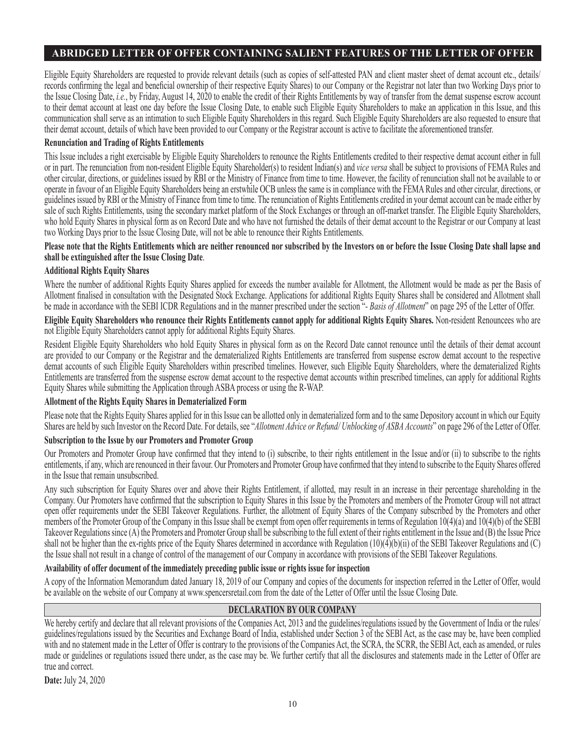## ABRIDGED LETTER OF OFFER CONTAINING SALIENT FEATURES OF THE LETTER OF OFFER

Eligible Equity Shareholders are requested to provide relevant details (such as copies of self-attested PAN and client master sheet of demat account etc., details/ records confirming the legal and beneficial ownership of their respective Equity Shares) to our Company or the Registrar not later than two Working Days prior to the Issue Closing Date, *i.e.*, by Friday, August 14, 2020 to enable the credit of their Rights Entitlements by way of transfer from the demat suspense escrow account to their demat account at least one day before the Issue Closing Date, to enable such Eligible Equity Shareholders to make an application in this Issue, and this communication shall serve as an intimation to such Eligible Equity Shareholders in this regard. Such Eligible Equity Shareholders are also requested to ensure that their demat account, details of which have been provided to our Company or the Registrar account is active to facilitate the aforementioned transfer.

**Renunciation and Trading of Rights Entitlements**

This Issue includes a right exercisable by Eligible Equity Shareholders to renounce the Rights Entitlements credited to their respective demat account either in full or in part. The renunciation from non-resident Eligible Equity Shareholder(s) to resident Indian(s) and *vice versa* shall be subject to provisions of FEMA Rules and other circular, directions, or guidelines issued by RBI or the Ministry of Finance from time to time. However, the facility of renunciation shall not be available to or operate in favour of an Eligible Equity Shareholders being an erstwhile OCB unless the same is in compliance with the FEMA Rules and other circular, directions, or guidelines issued by RBI or the Ministry of Finance from time to time. The renunciation of Rights Entitlements credited in your demat account can be made either by sale of such Rights Entitlements, using the secondary market platform of the Stock Exchanges or through an off-market transfer. The Eligible Equity Shareholders, who hold Equity Shares in physical form as on Record Date and who have not furnished the details of their demat account to the Registrar or our Company at least two Working Days prior to the Issue Closing Date, will not be able to renounce their Rights Entitlements.

**Please note that the Rights Entitlements which are neither renounced nor subscribed by the Investors on or before the Issue Closing Date shall lapse and shall be extinguished after the Issue Closing Date**.

**Additional Rights Equity Shares**

Where the number of additional Rights Equity Shares applied for exceeds the number available for Allotment, the Allotment would be made as per the Basis of Allotment finalised in consultation with the Designated Stock Exchange. Applications for additional Rights Equity Shares shall be considered and Allotment shall be made in accordance with the SEBI ICDR Regulations and in the manner prescribed under the section "*- Basis of Allotment*" on page 295 of the Letter of Offer.

**Eligible Equity Shareholders who renounce their Rights Entitlements cannot apply for additional Rights Equity Shares.** Non-resident Renouncees who are not Eligible Equity Shareholders cannot apply for additional Rights Equity Shares.

Resident Eligible Equity Shareholders who hold Equity Shares in physical form as on the Record Date cannot renounce until the details of their demat account are provided to our Company or the Registrar and the dematerialized Rights Entitlements are transferred from suspense escrow demat account to the respective demat accounts of such Eligible Equity Shareholders within prescribed timelines. However, such Eligible Equity Shareholders, where the dematerialized Rights Entitlements are transferred from the suspense escrow demat account to the respective demat accounts within prescribed timelines, can apply for additional Rights Equity Shares while submitting the Application through ASBA process or using the R-WAP.

**Allotment of the Rights Equity Shares in Dematerialized Form**

Please note that the Rights Equity Shares applied for in this Issue can be allotted only in dematerialized form and to the same Depository account in which our Equity Shares are held by such Investor on the Record Date. For details, see "*Allotment Advice or Refund/ Unblocking of ASBA Accounts*" on page 296 of the Letter of Offer.

**Subscription to the Issue by our Promoters and Promoter Group**

Our Promoters and Promoter Group have confirmed that they intend to (i) subscribe, to their rights entitlement in the Issue and/or (ii) to subscribe to the rights entitlements, if any, which are renounced in their favour. Our Promoters and Promoter Group have confirmed that they intend to subscribe to the Equity Shares offered in the Issue that remain unsubscribed.

Any such subscription for Equity Shares over and above their Rights Entitlement, if allotted, may result in an increase in their percentage shareholding in the Company. Our Promoters have confirmed that the subscription to Equity Shares in this Issue by the Promoters and members of the Promoter Group will not attract open offer requirements under the SEBI Takeover Regulations. Further, the allotment of Equity Shares of the Company subscribed by the Promoters and other members of the Promoter Group of the Company in this Issue shall be exempt from open offer requirements in terms of Regulation 10(4)(a) and 10(4)(b) of the SEBI Takeover Regulations since (A) the Promoters and Promoter Group shall be subscribing to the full extent of their rights entitlement in the Issue and (B) the Issue Price shall not be higher than the ex-rights price of the Equity Shares determined in accordance with Regulation (10)(4)(b)(ii) of the SEBI Takeover Regulations and (C) the Issue shall not result in a change of control of the management of our Company in accordance with provisions of the SEBI Takeover Regulations.

**Availability of offer document of the immediately preceding public issue or rights issue for inspection**

A copy of the Information Memorandum dated January 18, 2019 of our Company and copies of the documents for inspection referred in the Letter of Offer, would be available on the website of our Company at www.spencersretail.com from the date of the Letter of Offer until the Issue Closing Date.

## DECLARATION BY OUR COMPANY

We hereby certify and declare that all relevant provisions of the Companies Act, 2013 and the guidelines/regulations issued by the Government of India or the rules/ guidelines/regulations issued by the Securities and Exchange Board of India, established under Section 3 of the SEBI Act, as the case may be, have been complied with and no statement made in the Letter of Offer is contrary to the provisions of the Companies Act, the SCRA, the SCRR, the SEBI Act, each as amended, or rules made or guidelines or regulations issued there under, as the case may be. We further certify that all the disclosures and statements made in the Letter of Offer are true and correct.

**Date:** July 24, 2020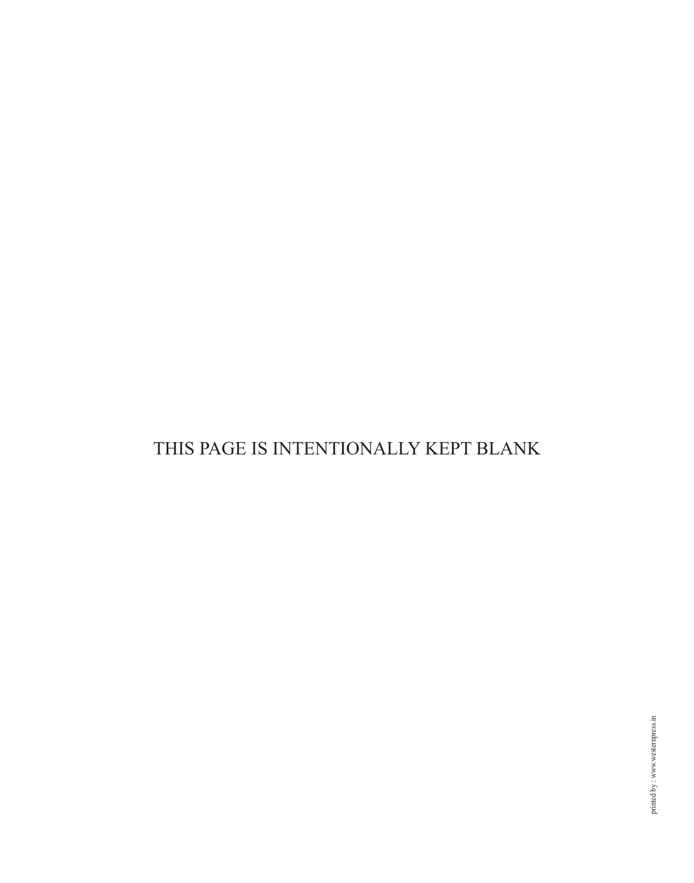THIS PAGE IS INTENTIONALLY KEPT BLANK

printed by : www.westernpress.in